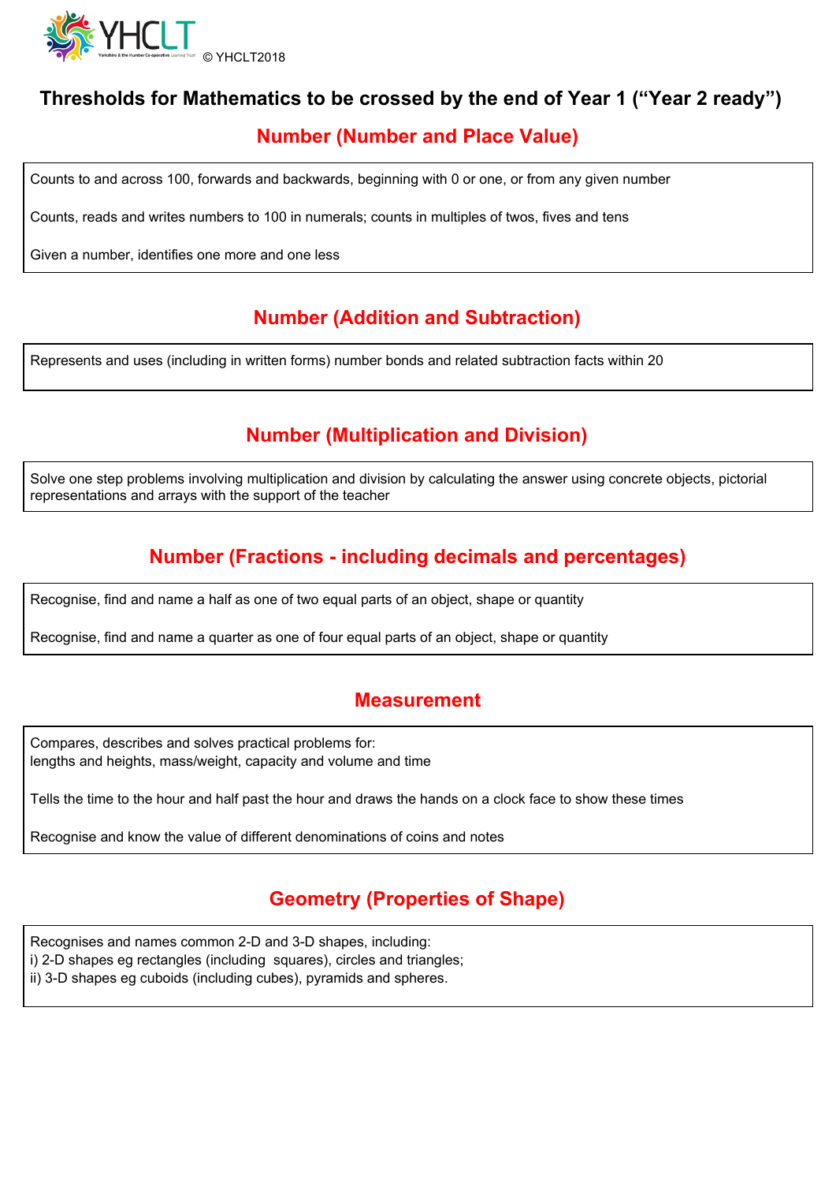YHCLT © YHCLT2018

# Thresholds for Mathematics to be crossed by the end of Year 1 ("Year 2 ready")

## Number (Number and Place Value)

Counts to and across 100, forwards and backwards, beginning with 0 or one, or from any given number

Counts, reads and writes numbers to 100 in numerals; counts in multiples of twos, fives and tens

Given a number, identifies one more and one less

## Number (Addition and Subtraction)

Represents and uses (including in written forms) number bonds and related subtraction facts within 20

## Number (Multiplication and Division)

Solve one step problems involving multiplication and division by calculating the answer using concrete objects, pictorial representations and arrays with the support of the teacher

## Number (Fractions - including decimals and percentages)

Recognise, find and name a half as one of two equal parts of an object, shape or quantity

Recognise, find and name a quarter as one of four equal parts of an object, shape or quantity

## Measurement

Compares, describes and solves practical problems for:
lengths and heights, mass/weight, capacity and volume and time

Tells the time to the hour and half past the hour and draws the hands on a clock face to show these times

Recognise and know the value of different denominations of coins and notes

## Geometry (Properties of Shape)

Recognises and names common 2-D and 3-D shapes, including:
i) 2-D shapes eg rectangles (including squares), circles and triangles;
ii) 3-D shapes eg cuboids (including cubes), pyramids and spheres.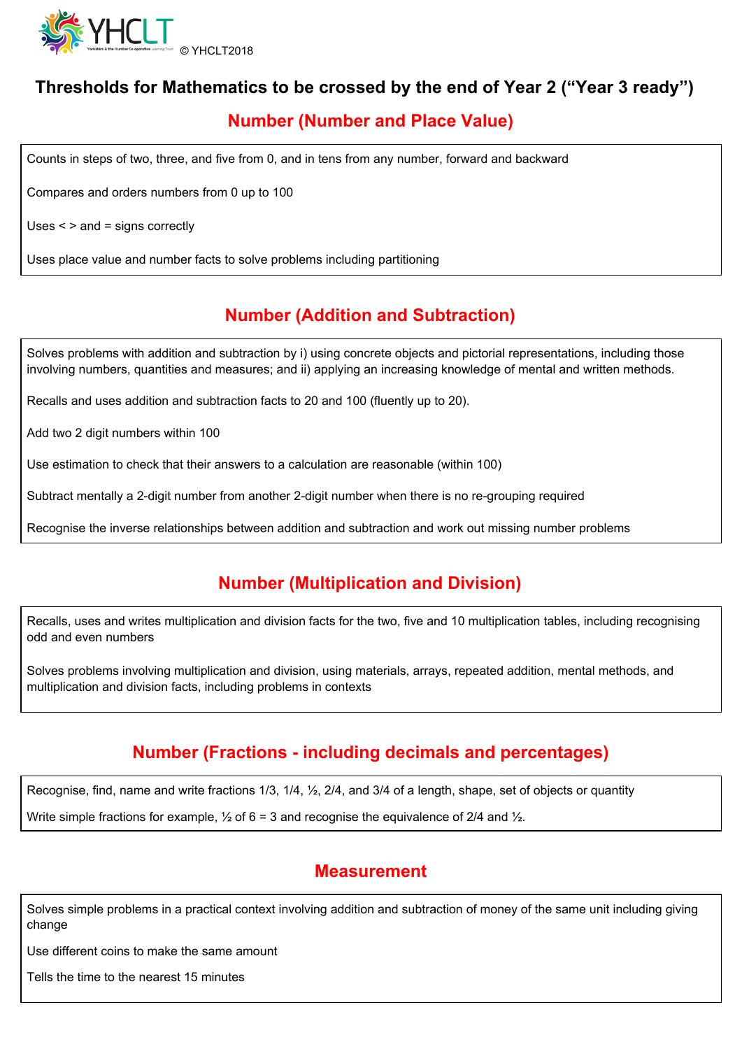# Thresholds for Mathematics to be crossed by the end of Year 2 ("Year 3 ready")

## Number (Number and Place Value)

Counts in steps of two, three, and five from 0, and in tens from any number, forward and backward

Compares and orders numbers from 0 up to 100

Uses < > and = signs correctly

Uses place value and number facts to solve problems including partitioning

## Number (Addition and Subtraction)

Solves problems with addition and subtraction by i) using concrete objects and pictorial representations, including those involving numbers, quantities and measures; and ii) applying an increasing knowledge of mental and written methods.

Recalls and uses addition and subtraction facts to 20 and 100 (fluently up to 20).

Add two 2 digit numbers within 100

Use estimation to check that their answers to a calculation are reasonable (within 100)

Subtract mentally a 2-digit number from another 2-digit number when there is no re-grouping required

Recognise the inverse relationships between addition and subtraction and work out missing number problems

## Number (Multiplication and Division)

Recalls, uses and writes multiplication and division facts for the two, five and 10 multiplication tables, including recognising odd and even numbers

Solves problems involving multiplication and division, using materials, arrays, repeated addition, mental methods, and multiplication and division facts, including problems in contexts

## Number (Fractions - including decimals and percentages)

Recognise, find, name and write fractions 1/3, 1/4, ½, 2/4, and 3/4 of a length, shape, set of objects or quantity

Write simple fractions for example, ½ of 6 = 3 and recognise the equivalence of 2/4 and ½.

## Measurement

Solves simple problems in a practical context involving addition and subtraction of money of the same unit including giving change

Use different coins to make the same amount

Tells the time to the nearest 15 minutes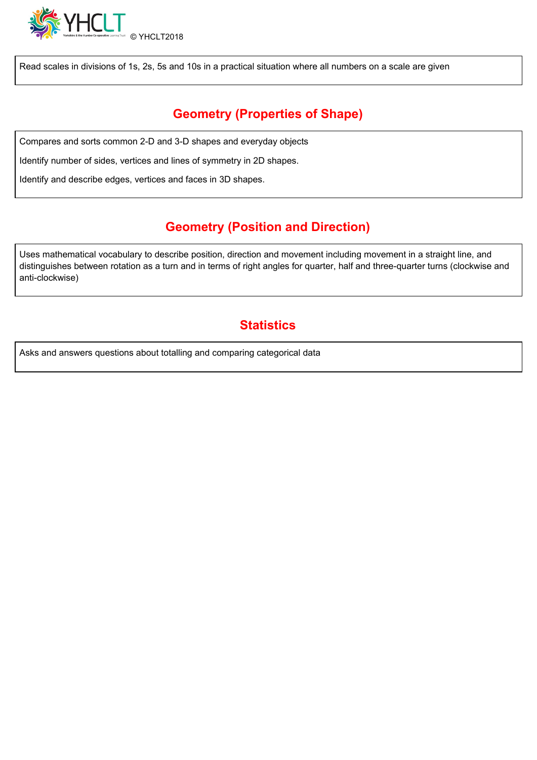Read scales in divisions of 1s, 2s, 5s and 10s in a practical situation where all numbers on a scale are given

## Geometry (Properties of Shape)

Compares and sorts common 2-D and 3-D shapes and everyday objects

Identify number of sides, vertices and lines of symmetry in 2D shapes.

Identify and describe edges, vertices and faces in 3D shapes.

## Geometry (Position and Direction)

Uses mathematical vocabulary to describe position, direction and movement including movement in a straight line, and distinguishes between rotation as a turn and in terms of right angles for quarter, half and three-quarter turns (clockwise and anti-clockwise)

## Statistics

Asks and answers questions about totalling and comparing categorical data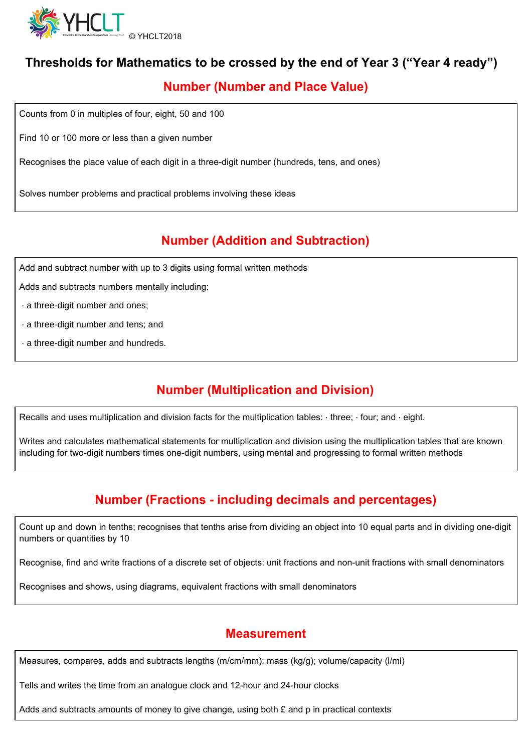© YHCLT2018

# Thresholds for Mathematics to be crossed by the end of Year 3 ("Year 4 ready")

## Number (Number and Place Value)

Counts from 0 in multiples of four, eight, 50 and 100

Find 10 or 100 more or less than a given number

Recognises the place value of each digit in a three-digit number (hundreds, tens, and ones)

Solves number problems and practical problems involving these ideas

## Number (Addition and Subtraction)

Add and subtract number with up to 3 digits using formal written methods

Adds and subtracts numbers mentally including:

- a three-digit number and ones;
- a three-digit number and tens; and
- a three-digit number and hundreds.

## Number (Multiplication and Division)

Recalls and uses multiplication and division facts for the multiplication tables: · three; · four; and · eight.

Writes and calculates mathematical statements for multiplication and division using the multiplication tables that are known including for two-digit numbers times one-digit numbers, using mental and progressing to formal written methods

## Number (Fractions - including decimals and percentages)

Count up and down in tenths; recognises that tenths arise from dividing an object into 10 equal parts and in dividing one-digit numbers or quantities by 10

Recognise, find and write fractions of a discrete set of objects: unit fractions and non-unit fractions with small denominators

Recognises and shows, using diagrams, equivalent fractions with small denominators

## Measurement

Measures, compares, adds and subtracts lengths (m/cm/mm); mass (kg/g); volume/capacity (l/ml)

Tells and writes the time from an analogue clock and 12-hour and 24-hour clocks

Adds and subtracts amounts of money to give change, using both £ and p in practical contexts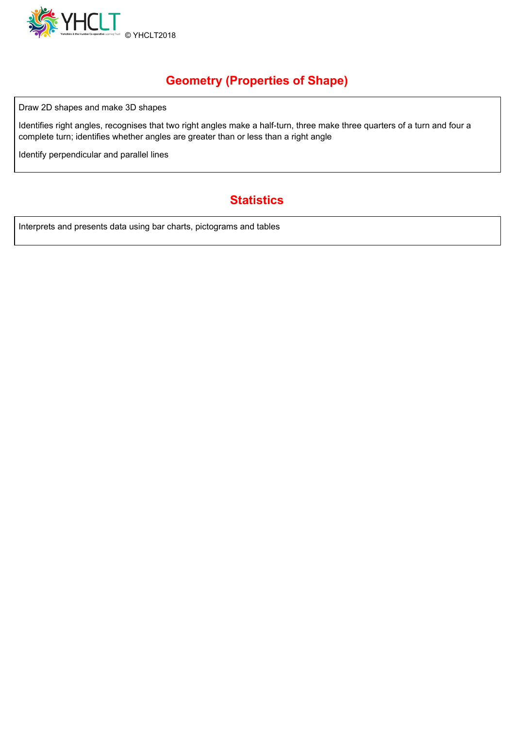## Geometry (Properties of Shape)

Draw 2D shapes and make 3D shapes

Identifies right angles, recognises that two right angles make a half-turn, three make three quarters of a turn and four a complete turn; identifies whether angles are greater than or less than a right angle

Identify perpendicular and parallel lines

## Statistics

Interprets and presents data using bar charts, pictograms and tables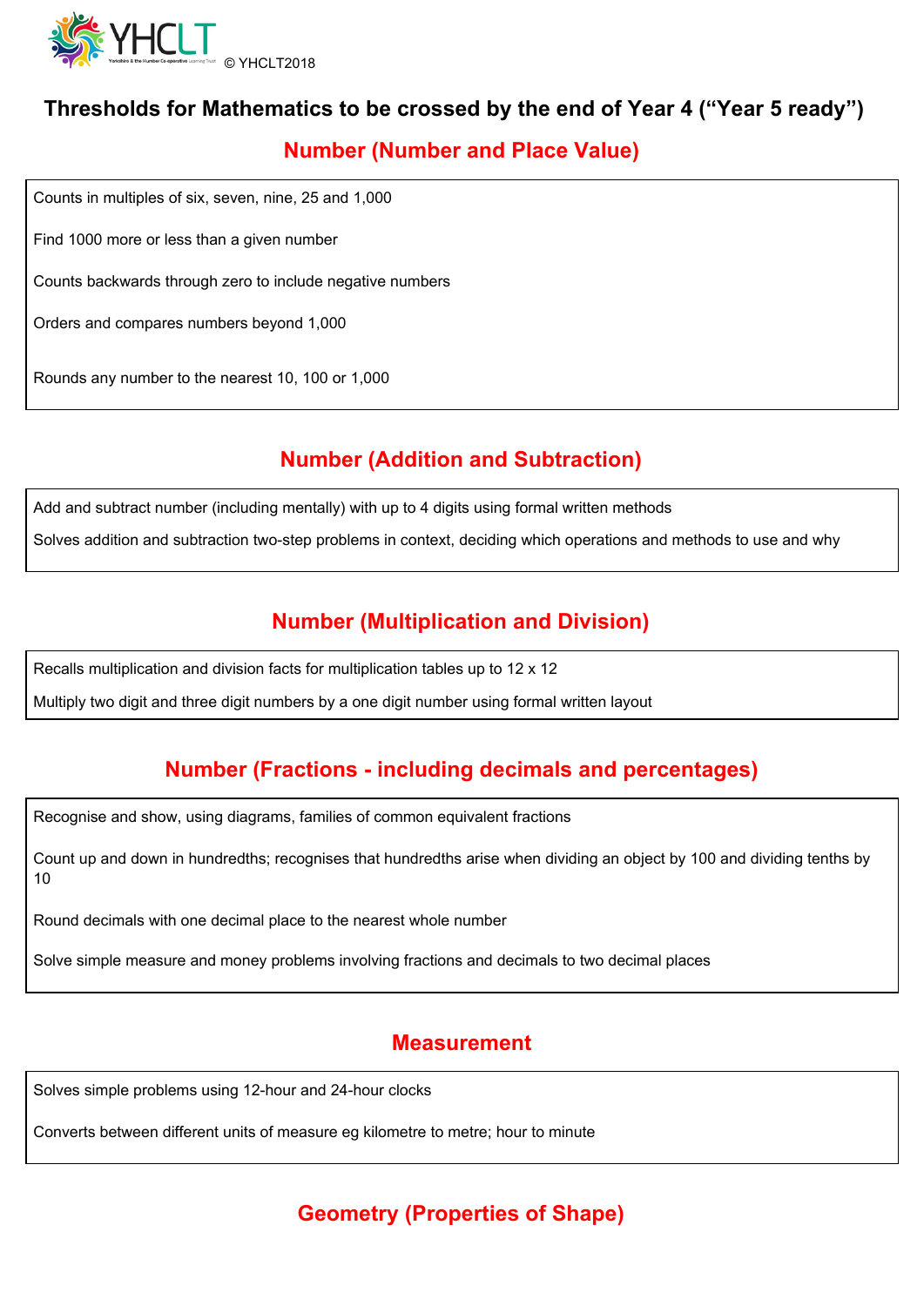© YHCLT2018

# Thresholds for Mathematics to be crossed by the end of Year 4 ("Year 5 ready")

## Number (Number and Place Value)

Counts in multiples of six, seven, nine, 25 and 1,000

Find 1000 more or less than a given number

Counts backwards through zero to include negative numbers

Orders and compares numbers beyond 1,000

Rounds any number to the nearest 10, 100 or 1,000

## Number (Addition and Subtraction)

Add and subtract number (including mentally) with up to 4 digits using formal written methods

Solves addition and subtraction two-step problems in context, deciding which operations and methods to use and why

## Number (Multiplication and Division)

Recalls multiplication and division facts for multiplication tables up to 12 x 12

Multiply two digit and three digit numbers by a one digit number using formal written layout

## Number (Fractions - including decimals and percentages)

Recognise and show, using diagrams, families of common equivalent fractions

Count up and down in hundredths; recognises that hundredths arise when dividing an object by 100 and dividing tenths by 10

Round decimals with one decimal place to the nearest whole number

Solve simple measure and money problems involving fractions and decimals to two decimal places

## Measurement

Solves simple problems using 12-hour and 24-hour clocks

Converts between different units of measure eg kilometre to metre; hour to minute

## Geometry (Properties of Shape)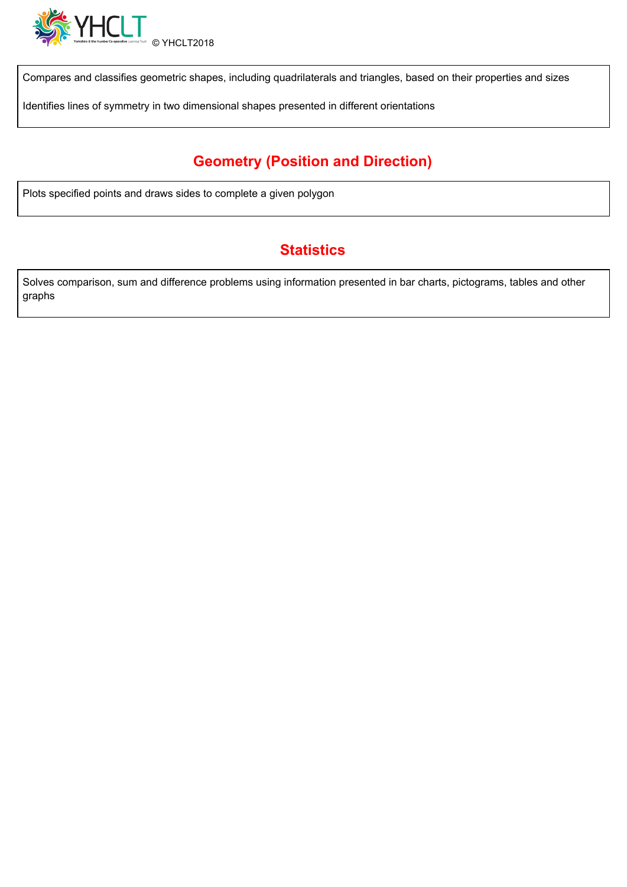Compares and classifies geometric shapes, including quadrilaterals and triangles, based on their properties and sizes

Identifies lines of symmetry in two dimensional shapes presented in different orientations

## Geometry (Position and Direction)

Plots specified points and draws sides to complete a given polygon

## Statistics

Solves comparison, sum and difference problems using information presented in bar charts, pictograms, tables and other graphs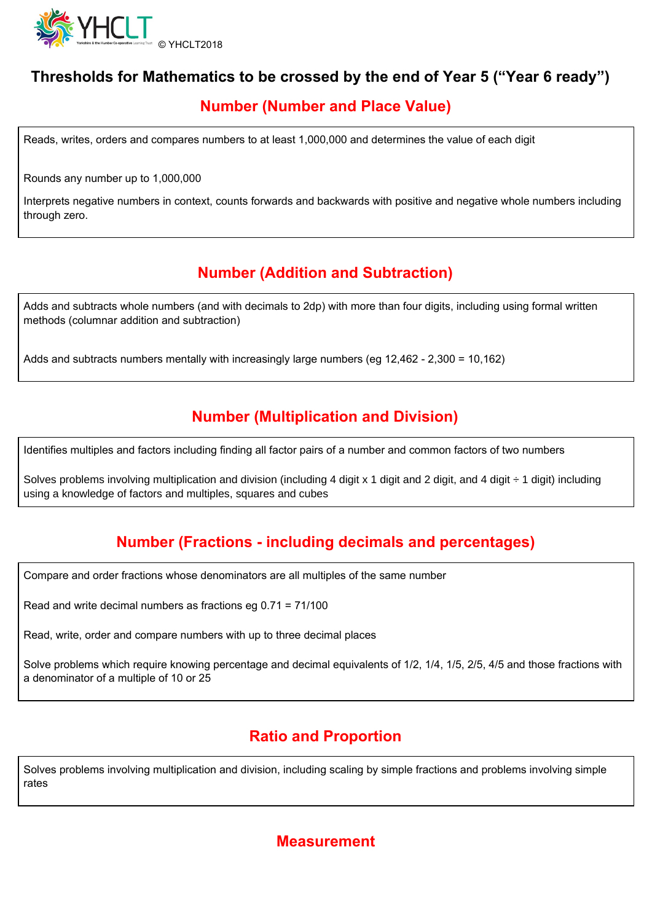© YHCLT2018

# Thresholds for Mathematics to be crossed by the end of Year 5 ("Year 6 ready")

## Number (Number and Place Value)

Reads, writes, orders and compares numbers to at least 1,000,000 and determines the value of each digit

Rounds any number up to 1,000,000

Interprets negative numbers in context, counts forwards and backwards with positive and negative whole numbers including through zero.

## Number (Addition and Subtraction)

Adds and subtracts whole numbers (and with decimals to 2dp) with more than four digits, including using formal written methods (columnar addition and subtraction)

Adds and subtracts numbers mentally with increasingly large numbers (eg 12,462 - 2,300 = 10,162)

## Number (Multiplication and Division)

Identifies multiples and factors including finding all factor pairs of a number and common factors of two numbers

Solves problems involving multiplication and division (including 4 digit x 1 digit and 2 digit, and 4 digit ÷ 1 digit) including using a knowledge of factors and multiples, squares and cubes

## Number (Fractions - including decimals and percentages)

Compare and order fractions whose denominators are all multiples of the same number

Read and write decimal numbers as fractions eg 0.71 = 71/100

Read, write, order and compare numbers with up to three decimal places

Solve problems which require knowing percentage and decimal equivalents of 1/2, 1/4, 1/5, 2/5, 4/5 and those fractions with a denominator of a multiple of 10 or 25

## Ratio and Proportion

Solves problems involving multiplication and division, including scaling by simple fractions and problems involving simple rates

## Measurement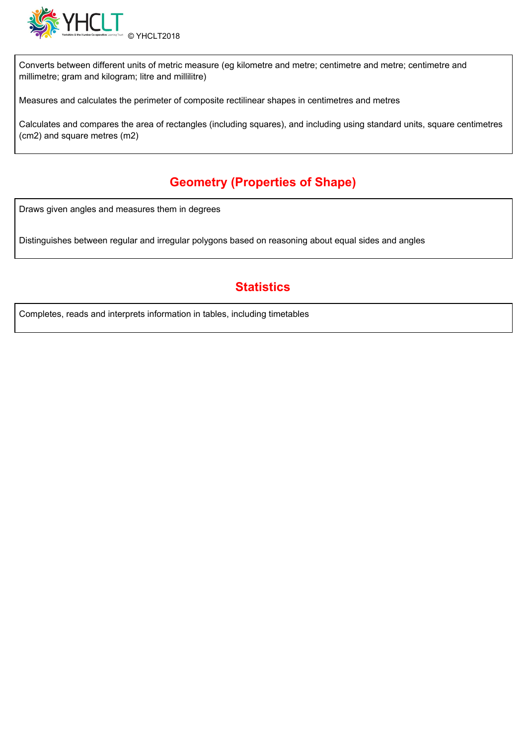Converts between different units of metric measure (eg kilometre and metre; centimetre and metre; centimetre and millimetre; gram and kilogram; litre and millilitre)

Measures and calculates the perimeter of composite rectilinear shapes in centimetres and metres

Calculates and compares the area of rectangles (including squares), and including using standard units, square centimetres (cm2) and square metres (m2)

## Geometry (Properties of Shape)

Draws given angles and measures them in degrees

Distinguishes between regular and irregular polygons based on reasoning about equal sides and angles

## Statistics

Completes, reads and interprets information in tables, including timetables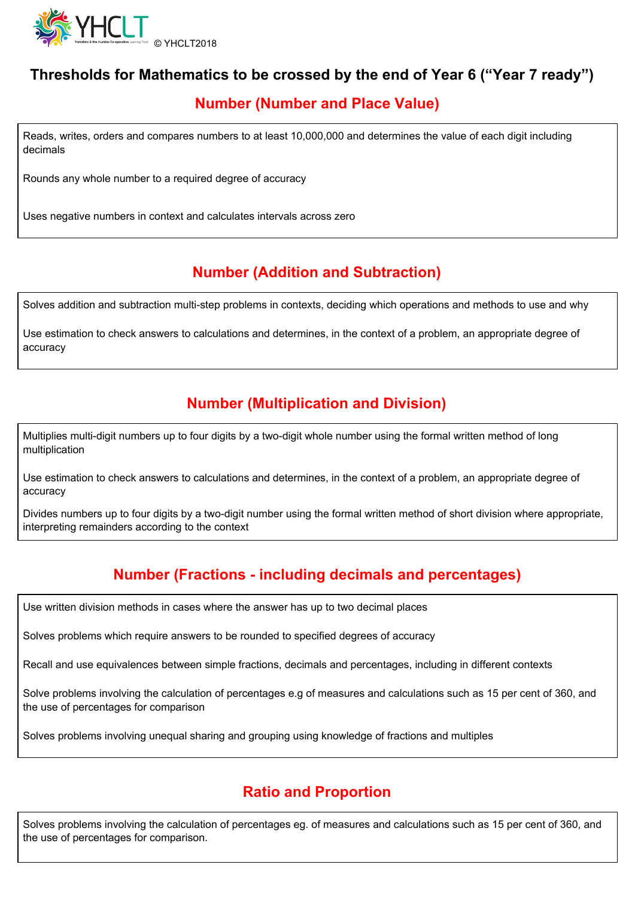© YHCLT2018

# Thresholds for Mathematics to be crossed by the end of Year 6 (“Year 7 ready”)

## Number (Number and Place Value)

Reads, writes, orders and compares numbers to at least 10,000,000 and determines the value of each digit including decimals

Rounds any whole number to a required degree of accuracy

Uses negative numbers in context and calculates intervals across zero

## Number (Addition and Subtraction)

Solves addition and subtraction multi-step problems in contexts, deciding which operations and methods to use and why

Use estimation to check answers to calculations and determines, in the context of a problem, an appropriate degree of accuracy

## Number (Multiplication and Division)

Multiplies multi-digit numbers up to four digits by a two-digit whole number using the formal written method of long multiplication

Use estimation to check answers to calculations and determines, in the context of a problem, an appropriate degree of accuracy

Divides numbers up to four digits by a two-digit number using the formal written method of short division where appropriate, interpreting remainders according to the context

## Number (Fractions - including decimals and percentages)

Use written division methods in cases where the answer has up to two decimal places

Solves problems which require answers to be rounded to specified degrees of accuracy

Recall and use equivalences between simple fractions, decimals and percentages, including in different contexts

Solve problems involving the calculation of percentages e.g of measures and calculations such as 15 per cent of 360, and the use of percentages for comparison

Solves problems involving unequal sharing and grouping using knowledge of fractions and multiples

## Ratio and Proportion

Solves problems involving the calculation of percentages eg. of measures and calculations such as 15 per cent of 360, and the use of percentages for comparison.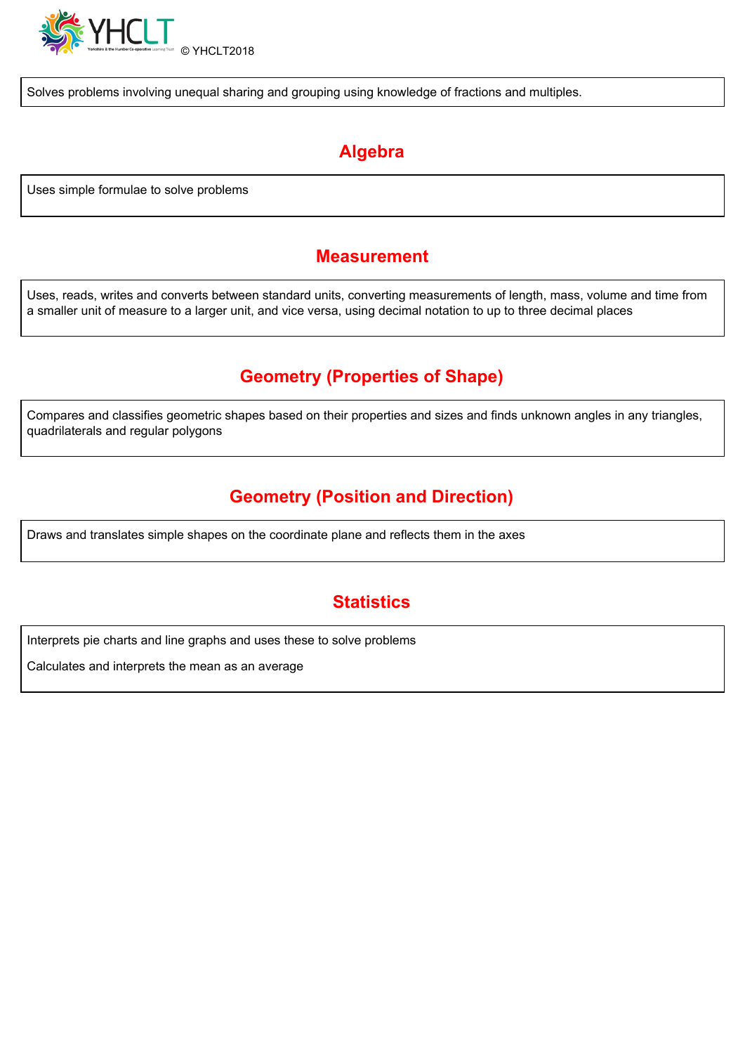Solves problems involving unequal sharing and grouping using knowledge of fractions and multiples.

## Algebra

Uses simple formulae to solve problems

## Measurement

Uses, reads, writes and converts between standard units, converting measurements of length, mass, volume and time from a smaller unit of measure to a larger unit, and vice versa, using decimal notation to up to three decimal places

## Geometry (Properties of Shape)

Compares and classifies geometric shapes based on their properties and sizes and finds unknown angles in any triangles, quadrilaterals and regular polygons

## Geometry (Position and Direction)

Draws and translates simple shapes on the coordinate plane and reflects them in the axes

## Statistics

Interprets pie charts and line graphs and uses these to solve problems

Calculates and interprets the mean as an average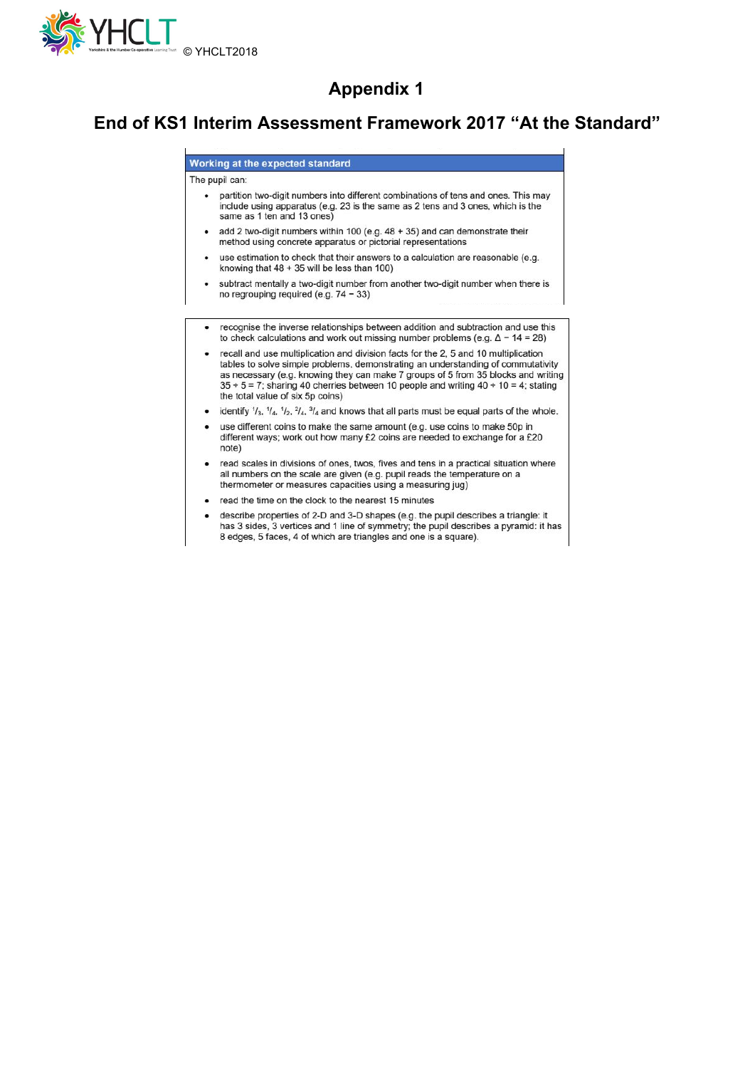# Appendix 1

## End of KS1 Interim Assessment Framework 2017 "At the Standard"

**Working at the expected standard**

The pupil can:

- partition two-digit numbers into different combinations of tens and ones. This may include using apparatus (e.g. 23 is the same as 2 tens and 3 ones, which is the same as 1 ten and 13 ones)
- add 2 two-digit numbers within 100 (e.g. 48 + 35) and can demonstrate their method using concrete apparatus or pictorial representations
- use estimation to check that their answers to a calculation are reasonable (e.g. knowing that 48 + 35 will be less than 100)
- subtract mentally a two-digit number from another two-digit number when there is no regrouping required (e.g. 74 − 33)
- recognise the inverse relationships between addition and subtraction and use this to check calculations and work out missing number problems (e.g. Δ − 14 = 28)
- recall and use multiplication and division facts for the 2, 5 and 10 multiplication tables to solve simple problems, demonstrating an understanding of commutativity as necessary (e.g. knowing they can make 7 groups of 5 from 35 blocks and writing 35 ÷ 5 = 7; sharing 40 cherries between 10 people and writing 40 ÷ 10 = 4; stating the total value of six 5p coins)
- identify $^1/_3$, $^1/_4$, $^1/_2$, $^2/_4$, $^3/_4$ and knows that all parts must be equal parts of the whole.
- use different coins to make the same amount (e.g. use coins to make 50p in different ways; work out how many £2 coins are needed to exchange for a £20 note)
- read scales in divisions of ones, twos, fives and tens in a practical situation where all numbers on the scale are given (e.g. pupil reads the temperature on a thermometer or measures capacities using a measuring jug)
- read the time on the clock to the nearest 15 minutes
- describe properties of 2-D and 3-D shapes (e.g. the pupil describes a triangle: it has 3 sides, 3 vertices and 1 line of symmetry; the pupil describes a pyramid: it has 8 edges, 5 faces, 4 of which are triangles and one is a square).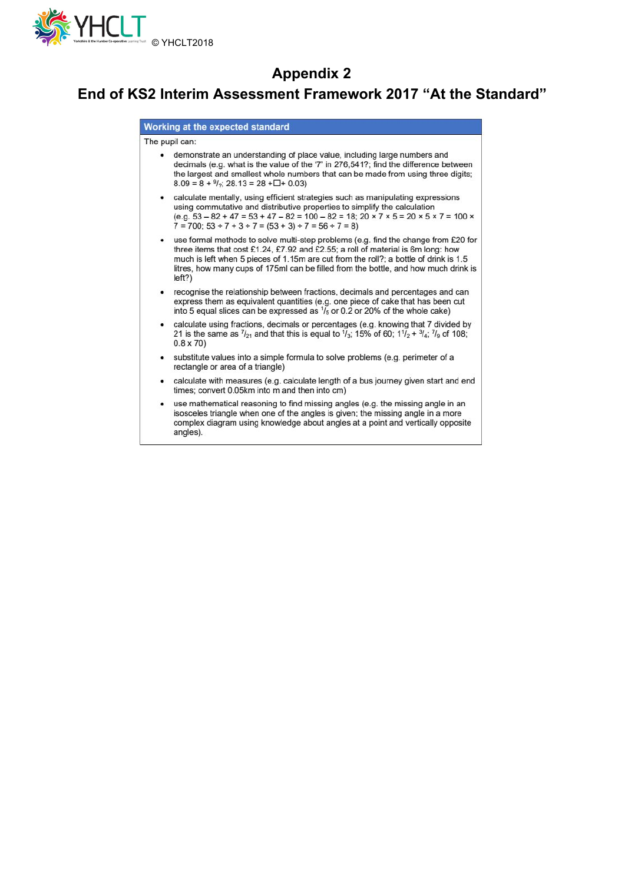© YHCLT2018

## Appendix 2

## End of KS2 Interim Assessment Framework 2017 "At the Standard"

| Working at the expected standard |
|---|
| The pupil can: |

- demonstrate an understanding of place value, including large numbers and decimals (e.g. what is the value of the '7' in 276,541?; find the difference between the largest and smallest whole numbers that can be made from using three digits; $8.09 = 8 + \frac{9}{?}$; $28.13 = 28 + \square + 0.03$)
- calculate mentally, using efficient strategies such as manipulating expressions using commutative and distributive properties to simplify the calculation (e.g. $53 - 82 + 47 = 53 + 47 - 82 = 100 - 82 = 18$; $20 \times 7 \times 5 = 20 \times 5 \times 7 = 100 \times 7 = 700$; $53 \div 7 + 3 \div 7 = (53 + 3) \div 7 = 56 \div 7 = 8$)
- use formal methods to solve multi-step problems (e.g. find the change from £20 for three items that cost £1.24, £7.92 and £2.55; a roll of material is 6m long: how much is left when 5 pieces of 1.15m are cut from the roll?; a bottle of drink is 1.5 litres, how many cups of 175ml can be filled from the bottle, and how much drink is left?)
- recognise the relationship between fractions, decimals and percentages and can express them as equivalent quantities (e.g. one piece of cake that has been cut into 5 equal slices can be expressed as $\frac{1}{5}$ or 0.2 or 20% of the whole cake)
- calculate using fractions, decimals or percentages (e.g. knowing that 7 divided by 21 is the same as $\frac{7}{21}$ and that this is equal to $\frac{1}{3}$; 15% of 60; $1\frac{1}{2} + \frac{3}{4}$; $\frac{7}{9}$ of 108; $0.8 \times 70$)
- substitute values into a simple formula to solve problems (e.g. perimeter of a rectangle or area of a triangle)
- calculate with measures (e.g. calculate length of a bus journey given start and end times; convert 0.05km into m and then into cm)
- use mathematical reasoning to find missing angles (e.g. the missing angle in an isosceles triangle when one of the angles is given; the missing angle in a more complex diagram using knowledge about angles at a point and vertically opposite angles).